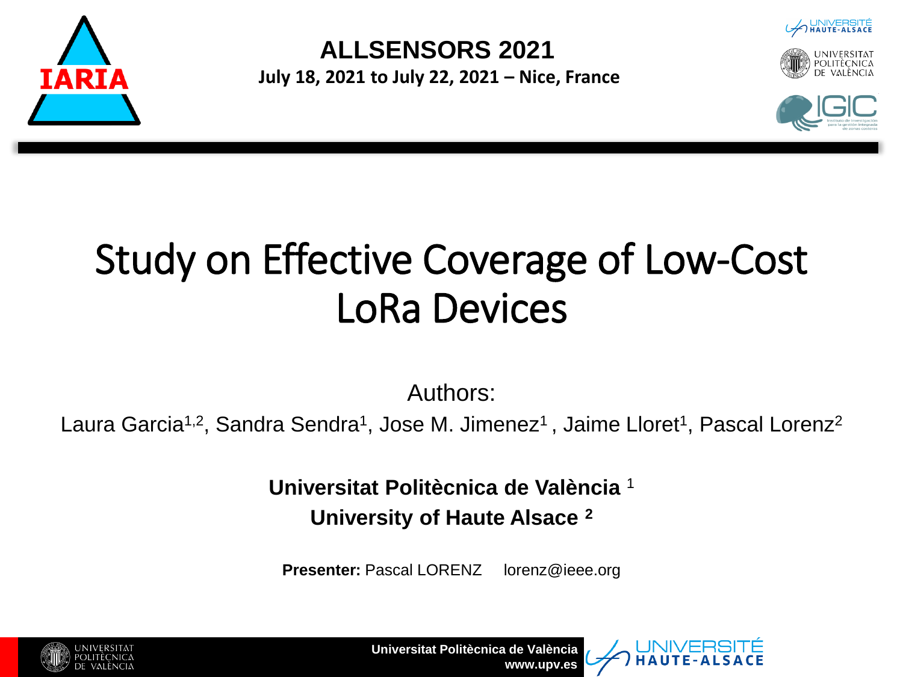**ALLSENSORS 2021**

**July 18, 2021 to July 22, 2021 – Nice, France**

# Study on Effective Coverage of Low-Cost LoRa Devices

Authors:

Laura Garcia[1,2], Sandra Sendra[1], Jose M. Jimenez[1], Jaime Lloret[1], Pascal Lorenz[2]

**Universitat Politècnica de València** [1]

**University of Haute Alsace** [2]

**Presenter:** Pascal LORENZ lorenz@ieee.org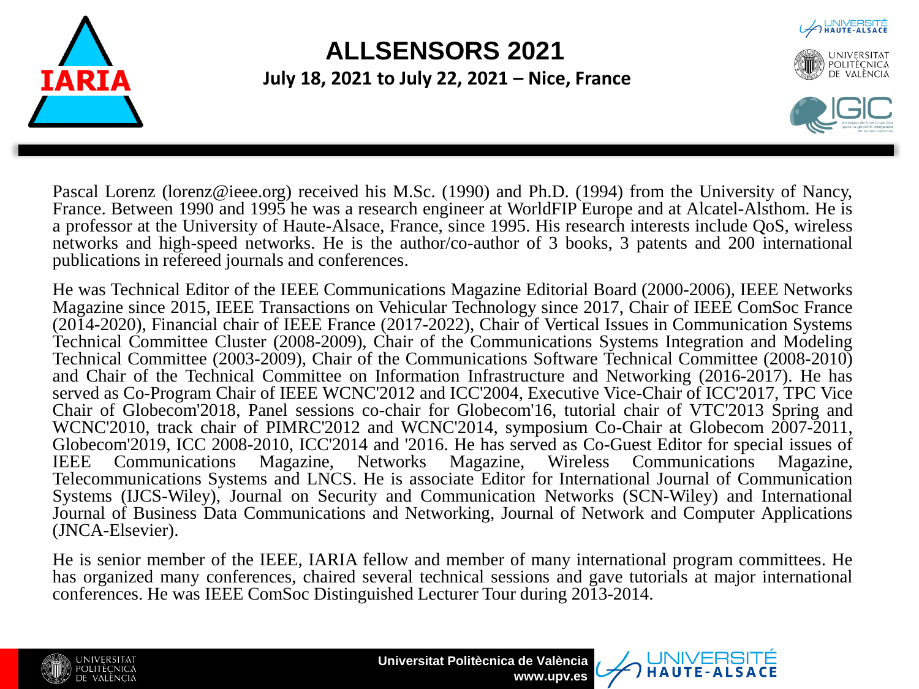Pascal Lorenz (lorenz@ieee.org) received his M.Sc. (1990) and Ph.D. (1994) from the University of Nancy, France. Between 1990 and 1995 he was a research engineer at WorldFIP Europe and at Alcatel-Alsthom. He is a professor at the University of Haute-Alsace, France, since 1995. His research interests include QoS, wireless networks and high-speed networks. He is the author/co-author of 3 books, 3 patents and 200 international publications in refereed journals and conferences.

He was Technical Editor of the IEEE Communications Magazine Editorial Board (2000-2006), IEEE Networks Magazine since 2015, IEEE Transactions on Vehicular Technology since 2017, Chair of IEEE ComSoc France (2014-2020), Financial chair of IEEE France (2017-2022), Chair of Vertical Issues in Communication Systems Technical Committee Cluster (2008-2009), Chair of the Communications Systems Integration and Modeling Technical Committee (2003-2009), Chair of the Communications Software Technical Committee (2008-2010) and Chair of the Technical Committee on Information Infrastructure and Networking (2016-2017). He has served as Co-Program Chair of IEEE WCNC'2012 and ICC'2004, Executive Vice-Chair of ICC'2017, TPC Vice Chair of Globecom'2018, Panel sessions co-chair for Globecom'16, tutorial chair of VTC'2013 Spring and WCNC'2010, track chair of PIMRC'2012 and WCNC'2014, symposium Co-Chair at Globecom 2007-2011, Globecom'2019, ICC 2008-2010, ICC'2014 and '2016. He has served as Co-Guest Editor for special issues of IEEE Communications Magazine, Networks Magazine, Wireless Communications Magazine, Telecommunications Systems and LNCS. He is associate Editor for International Journal of Communication Systems (IJCS-Wiley), Journal on Security and Communication Networks (SCN-Wiley) and International Journal of Business Data Communications and Networking, Journal of Network and Computer Applications (JNCA-Elsevier).

He is senior member of the IEEE, IARIA fellow and member of many international program committees. He has organized many conferences, chaired several technical sessions and gave tutorials at major international conferences. He was IEEE ComSoc Distinguished Lecturer Tour during 2013-2014.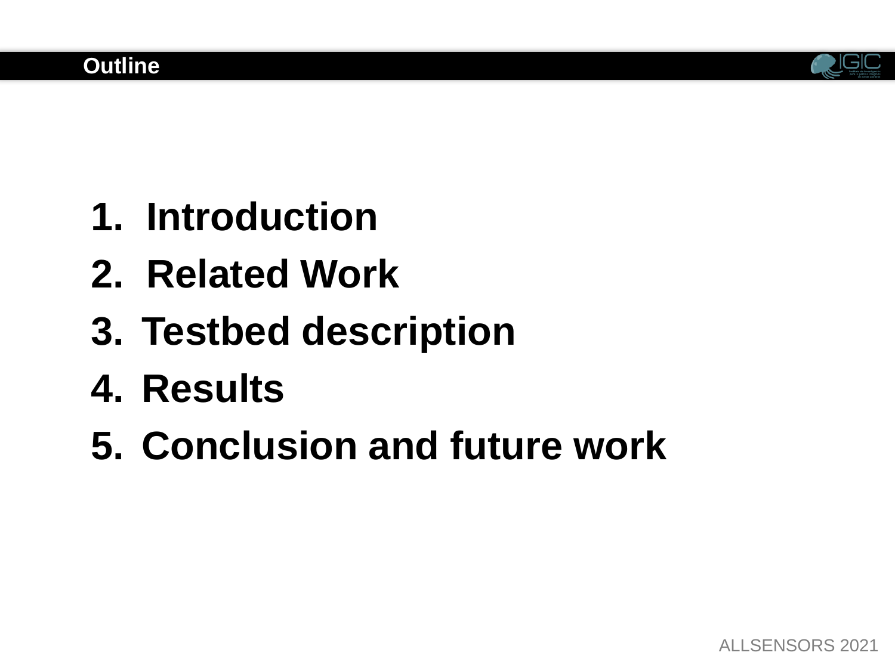# Outline

1. Introduction
2. Related Work
3. Testbed description
4. Results
5. Conclusion and future work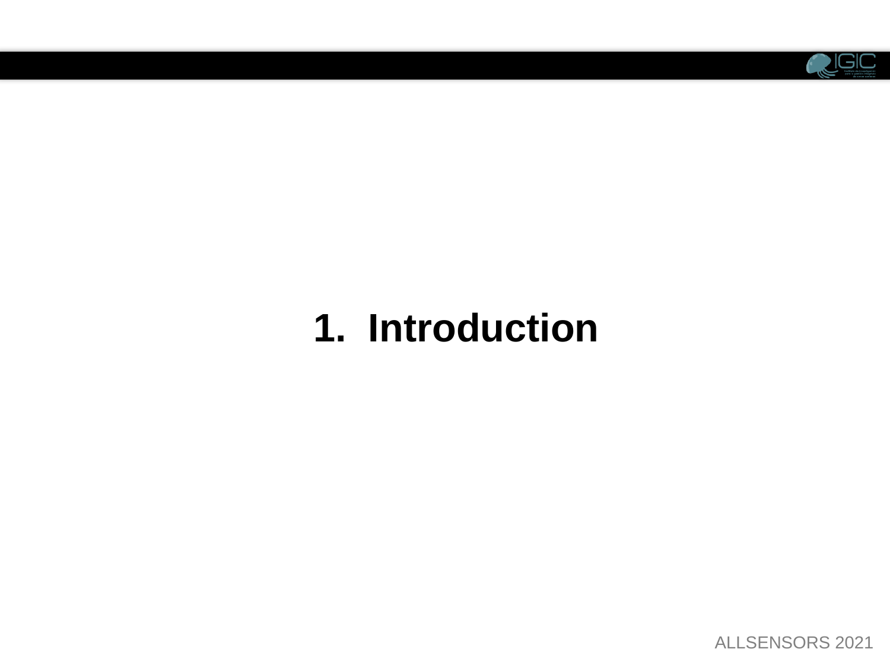# 1. Introduction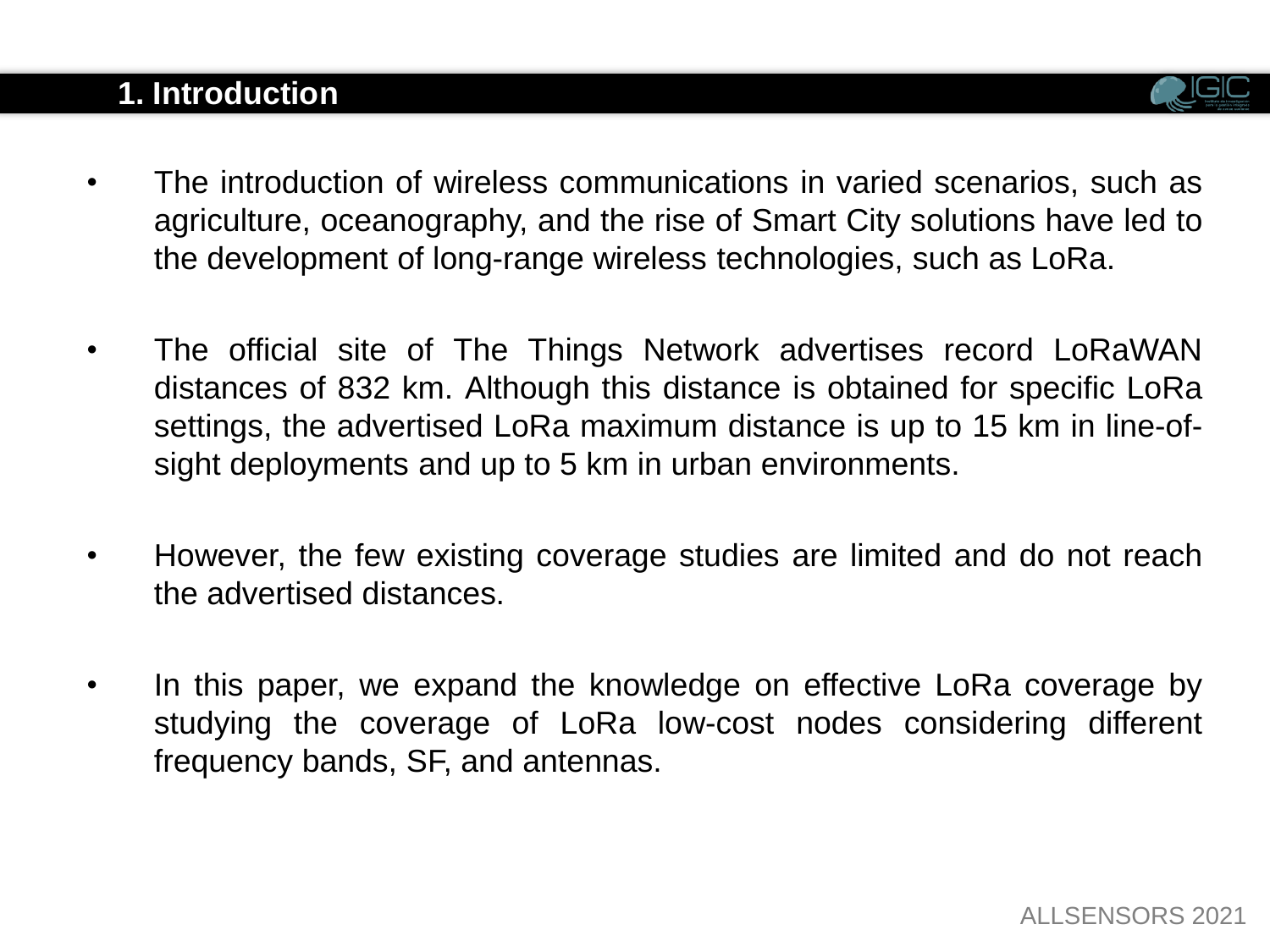# 1. Introduction

- The introduction of wireless communications in varied scenarios, such as agriculture, oceanography, and the rise of Smart City solutions have led to the development of long-range wireless technologies, such as LoRa.

- The official site of The Things Network advertises record LoRaWAN distances of 832 km. Although this distance is obtained for specific LoRa settings, the advertised LoRa maximum distance is up to 15 km in line-of-sight deployments and up to 5 km in urban environments.

- However, the few existing coverage studies are limited and do not reach the advertised distances.

- In this paper, we expand the knowledge on effective LoRa coverage by studying the coverage of LoRa low-cost nodes considering different frequency bands, SF, and antennas.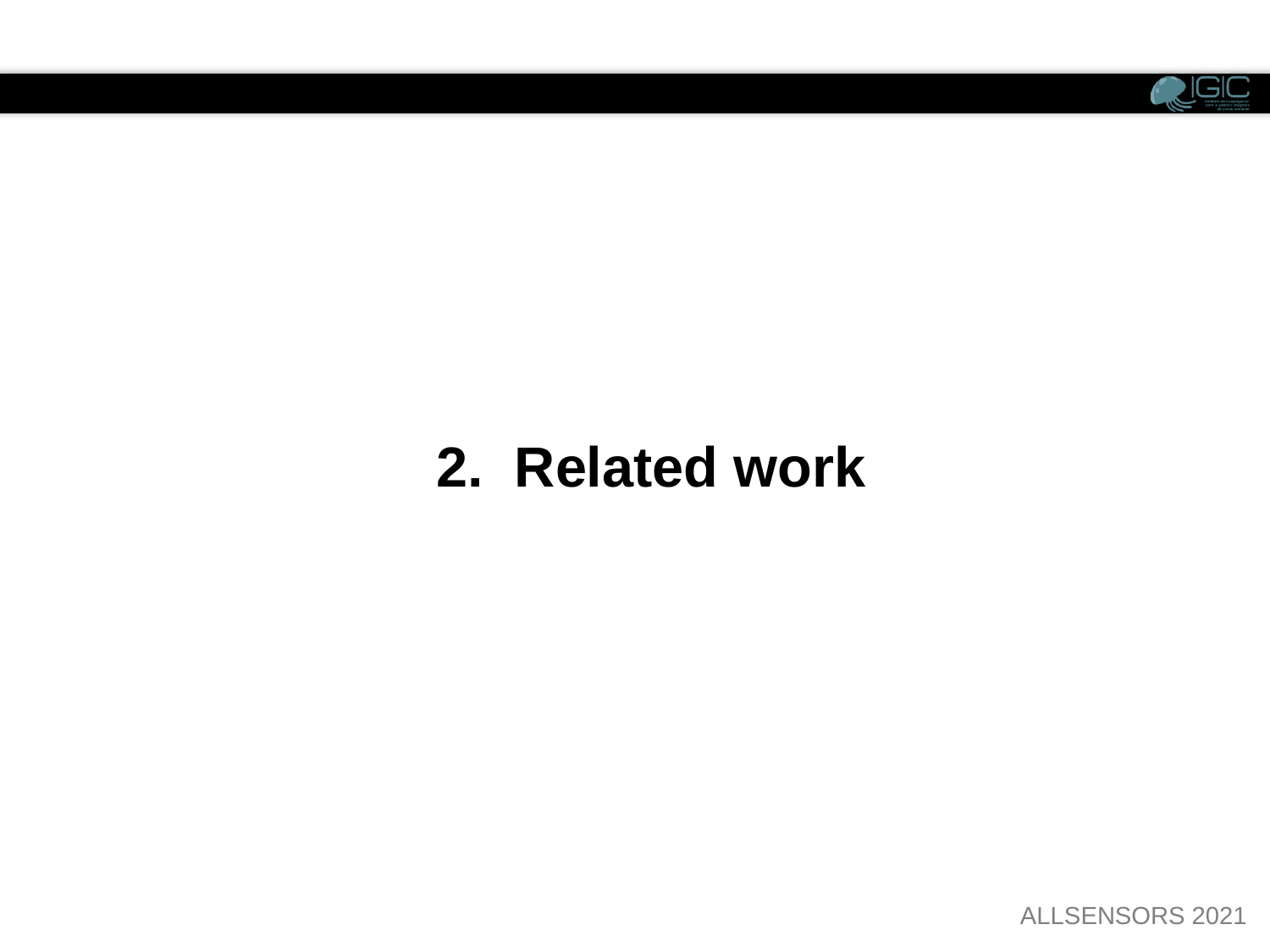# 2. Related work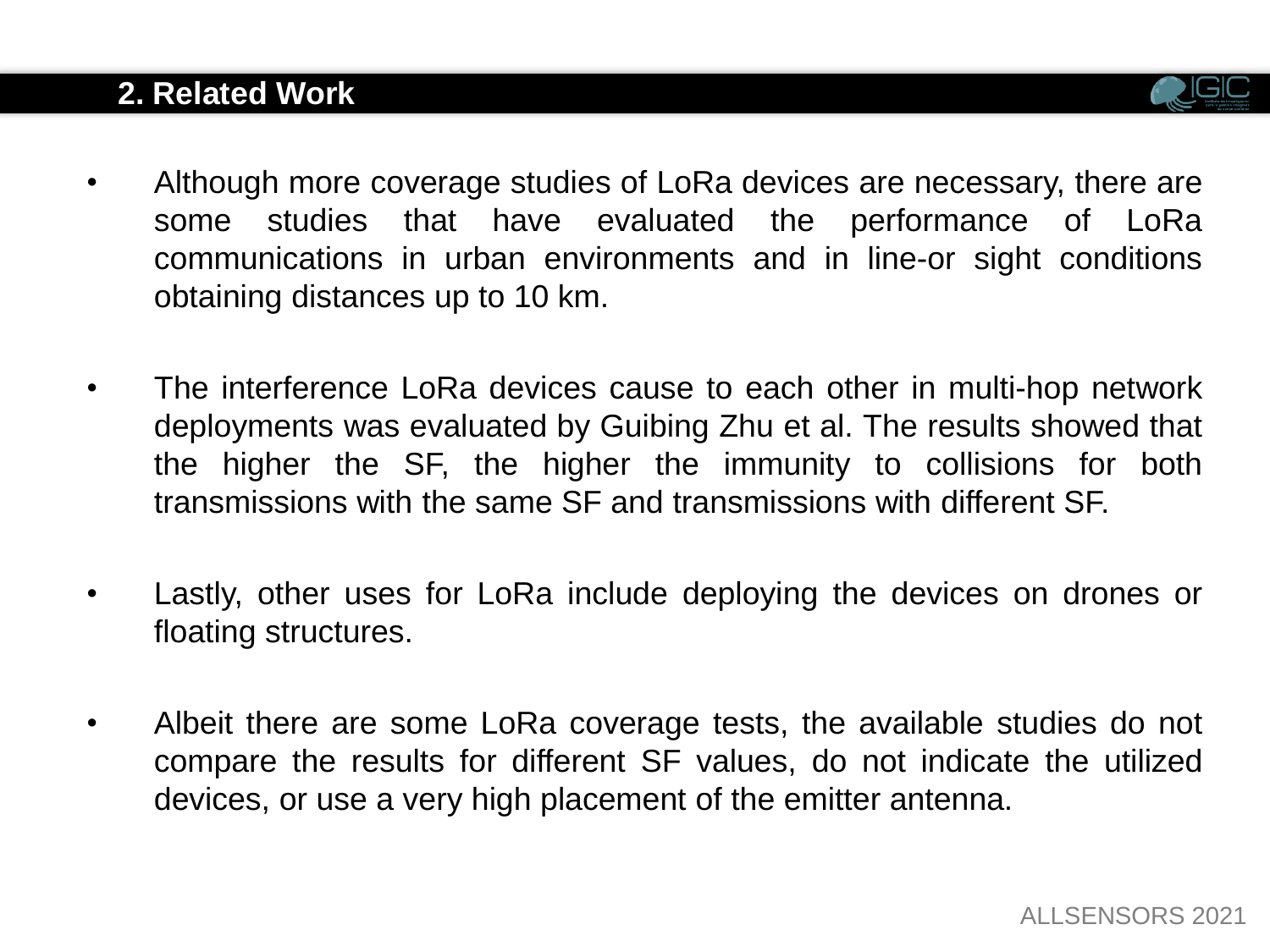## 2. Related Work

- Although more coverage studies of LoRa devices are necessary, there are some studies that have evaluated the performance of LoRa communications in urban environments and in line-or sight conditions obtaining distances up to 10 km.

- The interference LoRa devices cause to each other in multi-hop network deployments was evaluated by Guibing Zhu et al. The results showed that the higher the SF, the higher the immunity to collisions for both transmissions with the same SF and transmissions with different SF.

- Lastly, other uses for LoRa include deploying the devices on drones or floating structures.

- Albeit there are some LoRa coverage tests, the available studies do not compare the results for different SF values, do not indicate the utilized devices, or use a very high placement of the emitter antenna.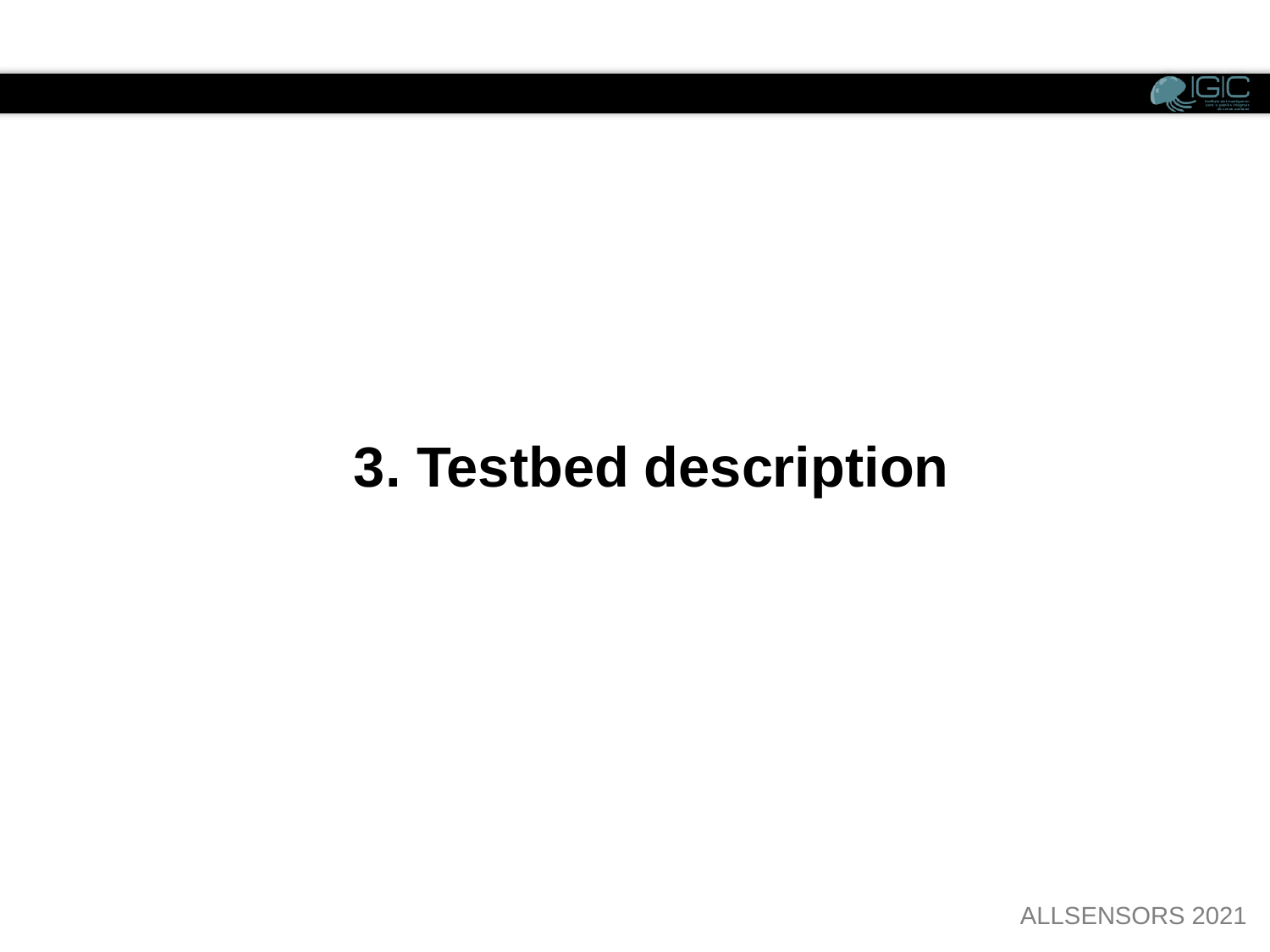# 3. Testbed description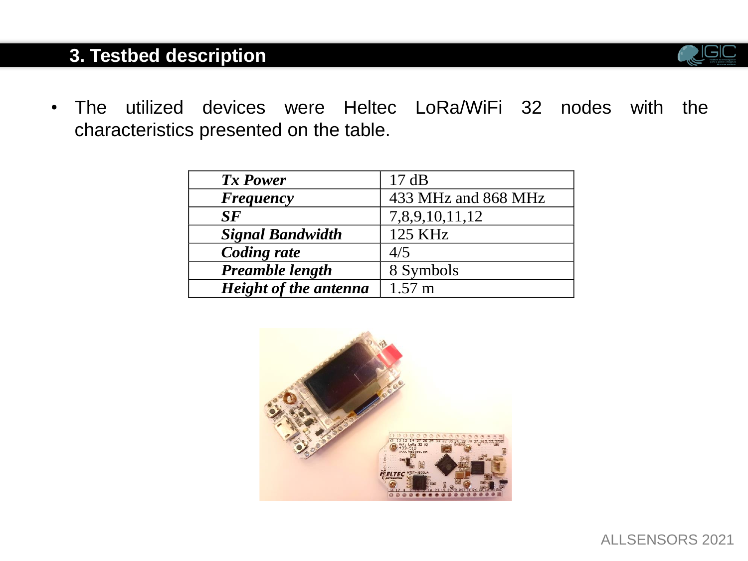## 3. Testbed description

- The utilized devices were Heltec LoRa/WiFi 32 nodes with the characteristics presented on the table.

| | |
|---|---|
| ***Tx Power*** | 17 dB |
| ***Frequency*** | 433 MHz and 868 MHz |
| ***SF*** | 7,8,9,10,11,12 |
| ***Signal Bandwidth*** | 125 KHz |
| ***Coding rate*** | 4/5 |
| ***Preamble length*** | 8 Symbols |
| ***Height of the antenna*** | 1.57 m |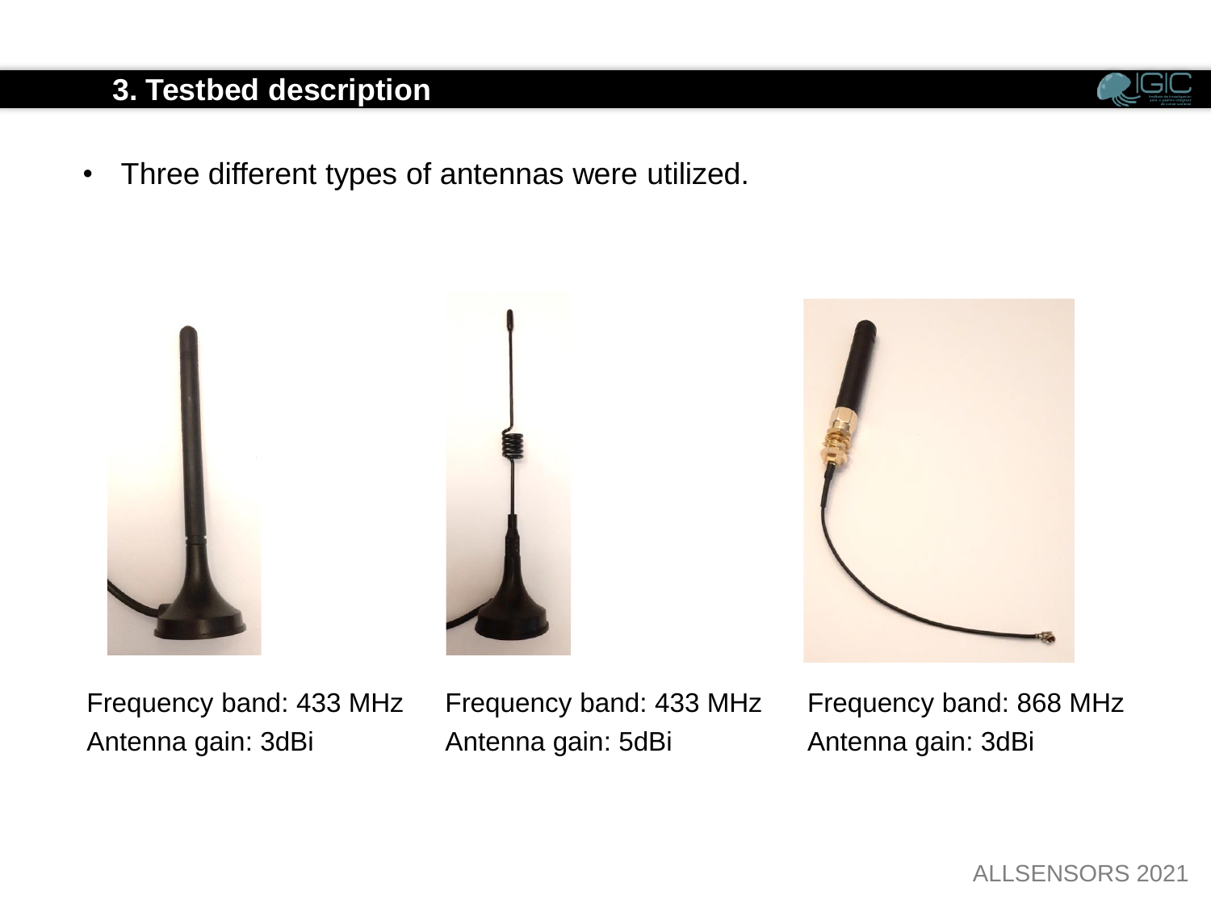## 3. Testbed description

- Three different types of antennas were utilized.

Frequency band: 433 MHz
Antenna gain: 3dBi

Frequency band: 433 MHz
Antenna gain: 5dBi

Frequency band: 868 MHz
Antenna gain: 3dBi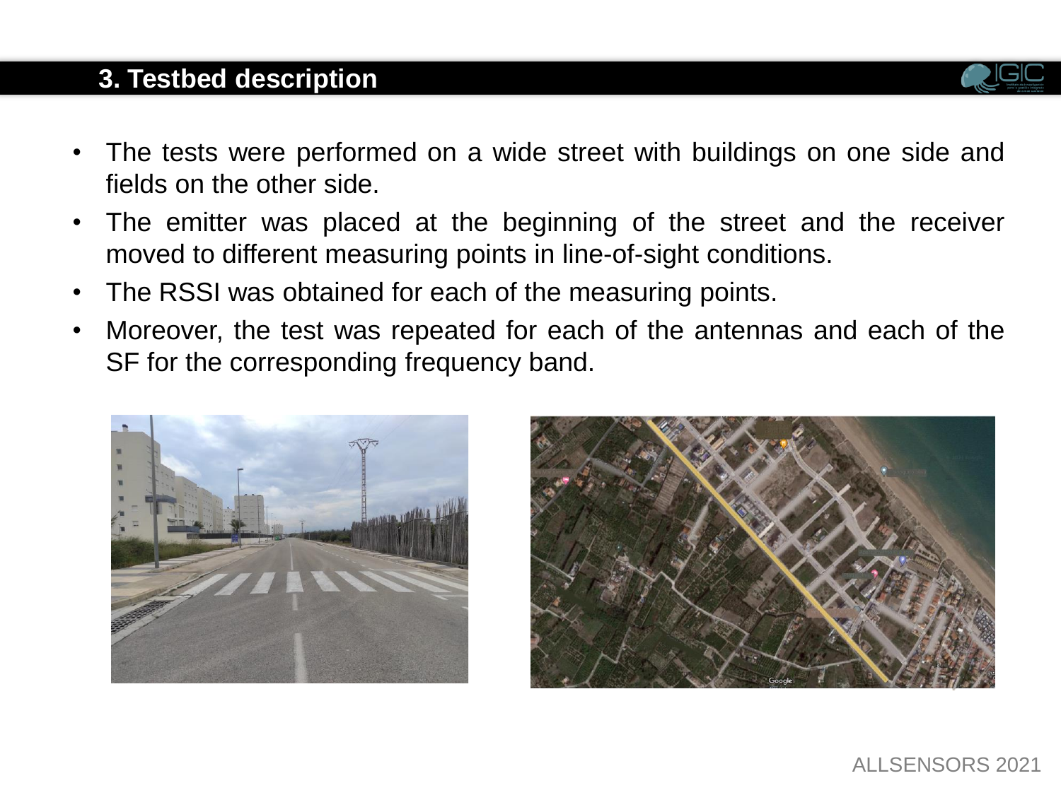## 3. Testbed description

- The tests were performed on a wide street with buildings on one side and fields on the other side.
- The emitter was placed at the beginning of the street and the receiver moved to different measuring points in line-of-sight conditions.
- The RSSI was obtained for each of the measuring points.
- Moreover, the test was repeated for each of the antennas and each of the SF for the corresponding frequency band.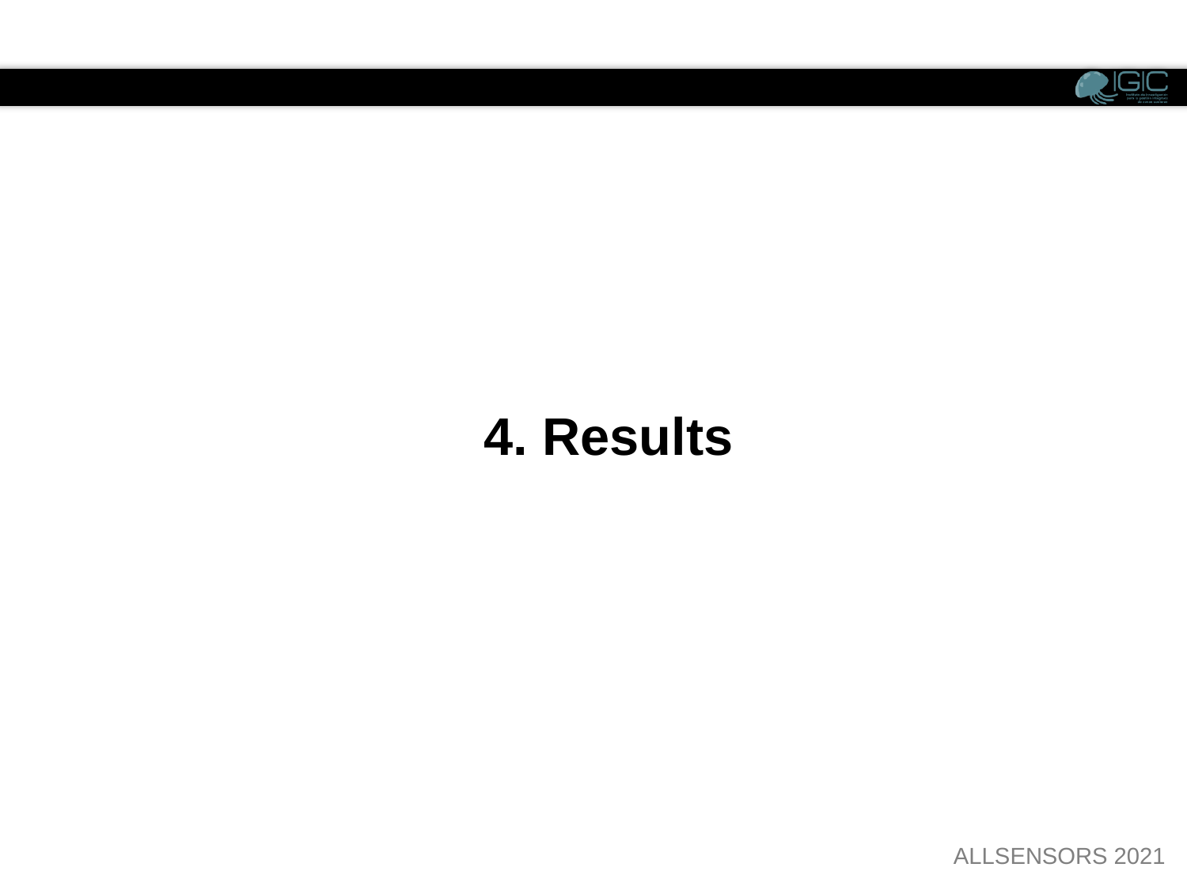# 4. Results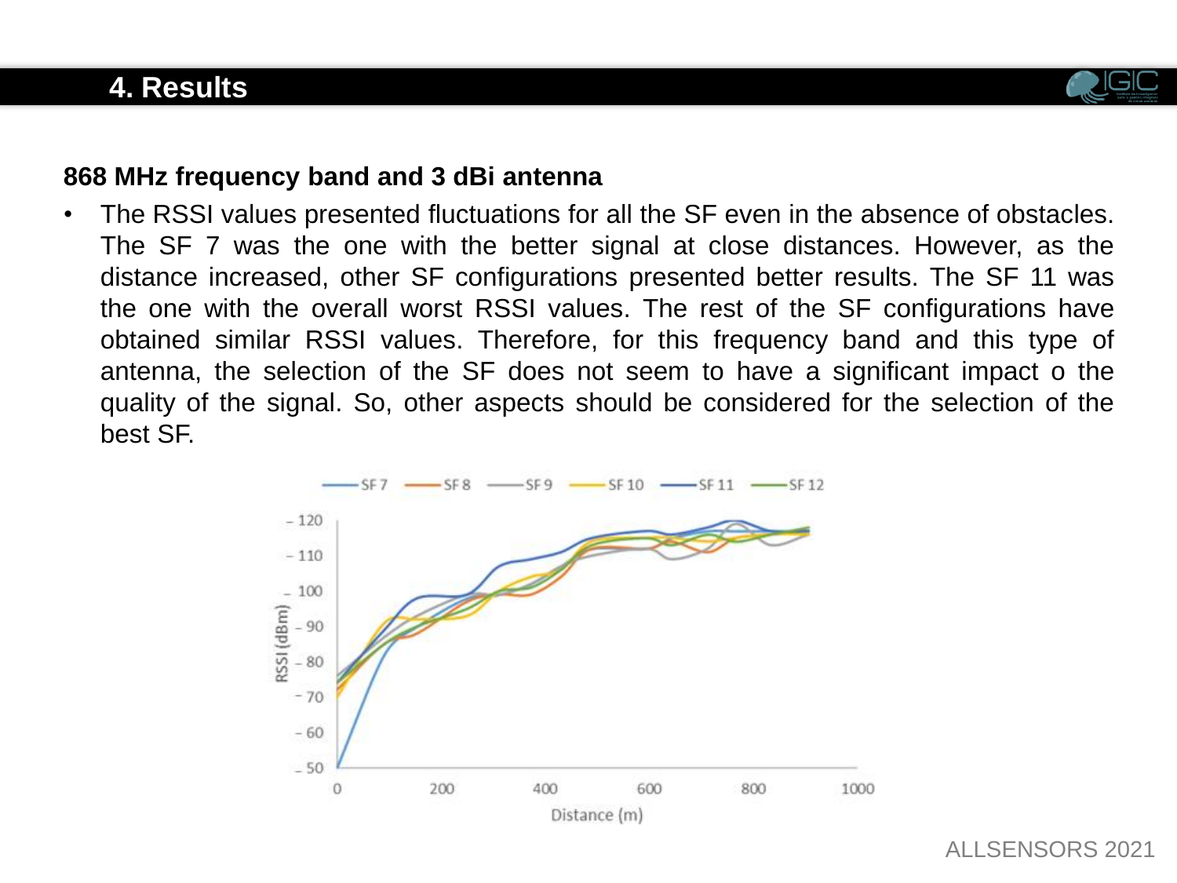# 4. Results

**868 MHz frequency band and 3 dBi antenna**

- The RSSI values presented fluctuations for all the SF even in the absence of obstacles. The SF 7 was the one with the better signal at close distances. However, as the distance increased, other SF configurations presented better results. The SF 11 was the one with the overall worst RSSI values. The rest of the SF configurations have obtained similar RSSI values. Therefore, for this frequency band and this type of antenna, the selection of the SF does not seem to have a significant impact o the quality of the signal. So, other aspects should be considered for the selection of the best SF.

SF 7 SF 8 SF 9 SF 10 SF 11 SF 12

RSSI (dBm)

-120
-110
-100
-90
-80
-70
-60
-50

0 200 400 600 800 1000

Distance (m)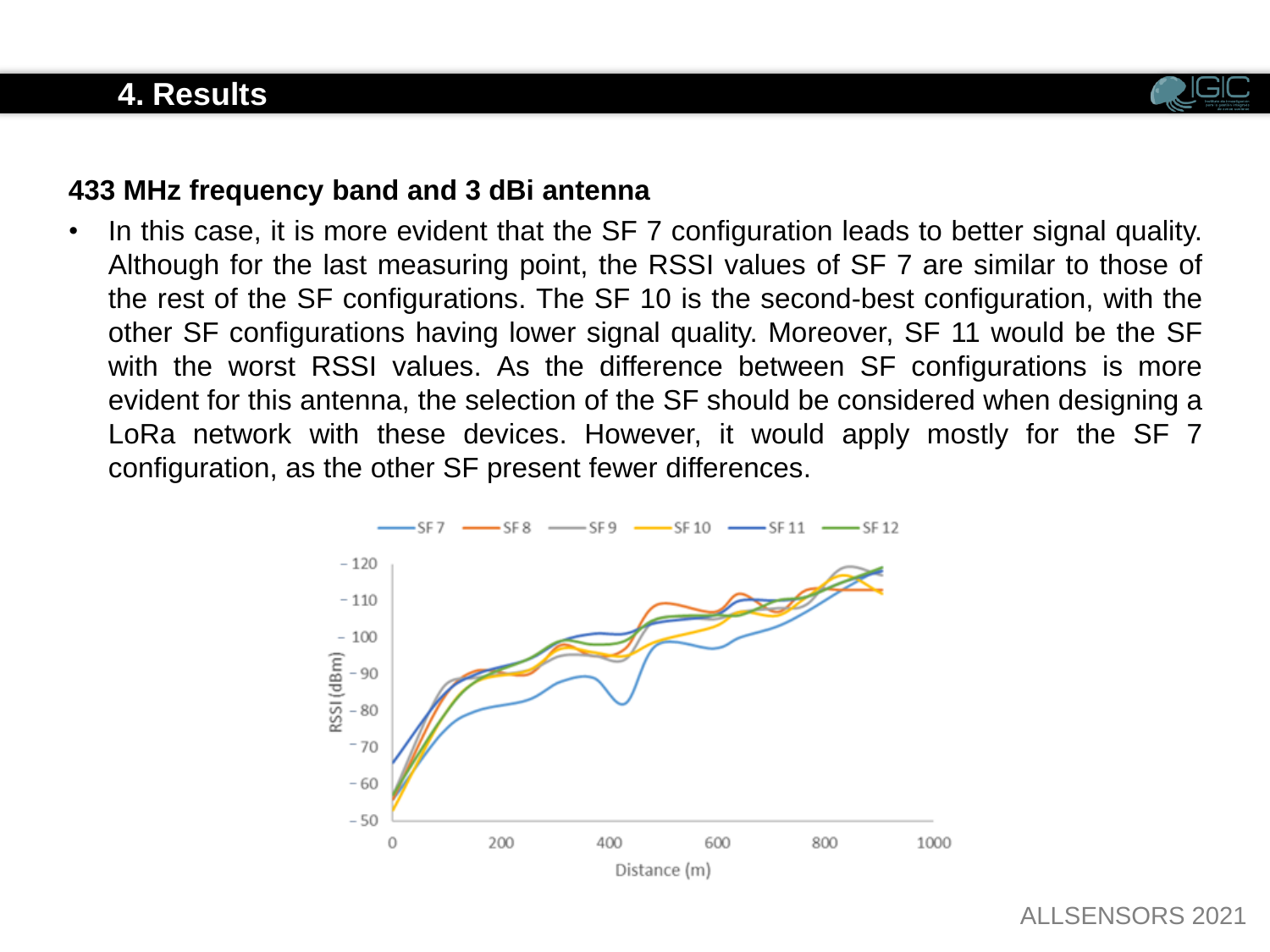## 4. Results

**433 MHz frequency band and 3 dBi antenna**

- In this case, it is more evident that the SF 7 configuration leads to better signal quality. Although for the last measuring point, the RSSI values of SF 7 are similar to those of the rest of the SF configurations. The SF 10 is the second-best configuration, with the other SF configurations having lower signal quality. Moreover, SF 11 would be the SF with the worst RSSI values. As the difference between SF configurations is more evident for this antenna, the selection of the SF should be considered when designing a LoRa network with these devices. However, it would apply mostly for the SF 7 configuration, as the other SF present fewer differences.

SF 7 SF 8 SF 9 SF 10 SF 11 SF 12

RSSI (dBm)

-120
-110
-100
-90
-80
-70
-60
-50

0 200 400 600 800 1000

Distance (m)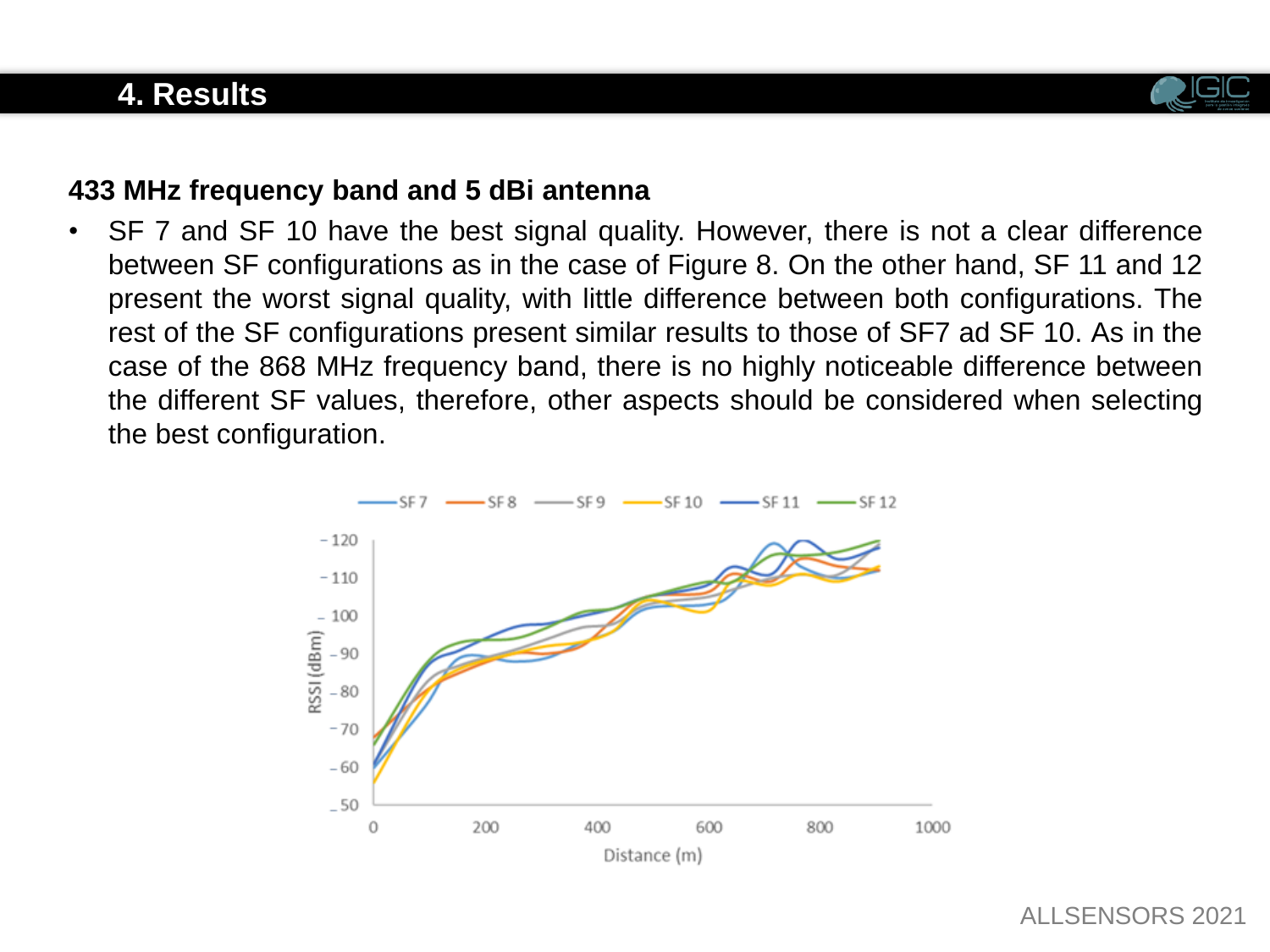# 4. Results

**433 MHz frequency band and 5 dBi antenna**

- SF 7 and SF 10 have the best signal quality. However, there is not a clear difference between SF configurations as in the case of Figure 8. On the other hand, SF 11 and 12 present the worst signal quality, with little difference between both configurations. The rest of the SF configurations present similar results to those of SF7 ad SF 10. As in the case of the 868 MHz frequency band, there is no highly noticeable difference between the different SF values, therefore, other aspects should be considered when selecting the best configuration.

SF 7
SF 8
SF 9
SF 10
SF 11
SF 12

RSSI (dBm)
-120
-110
-100
-90
-80
-70
-60
-50

0
200
400
600
800
1000

Distance (m)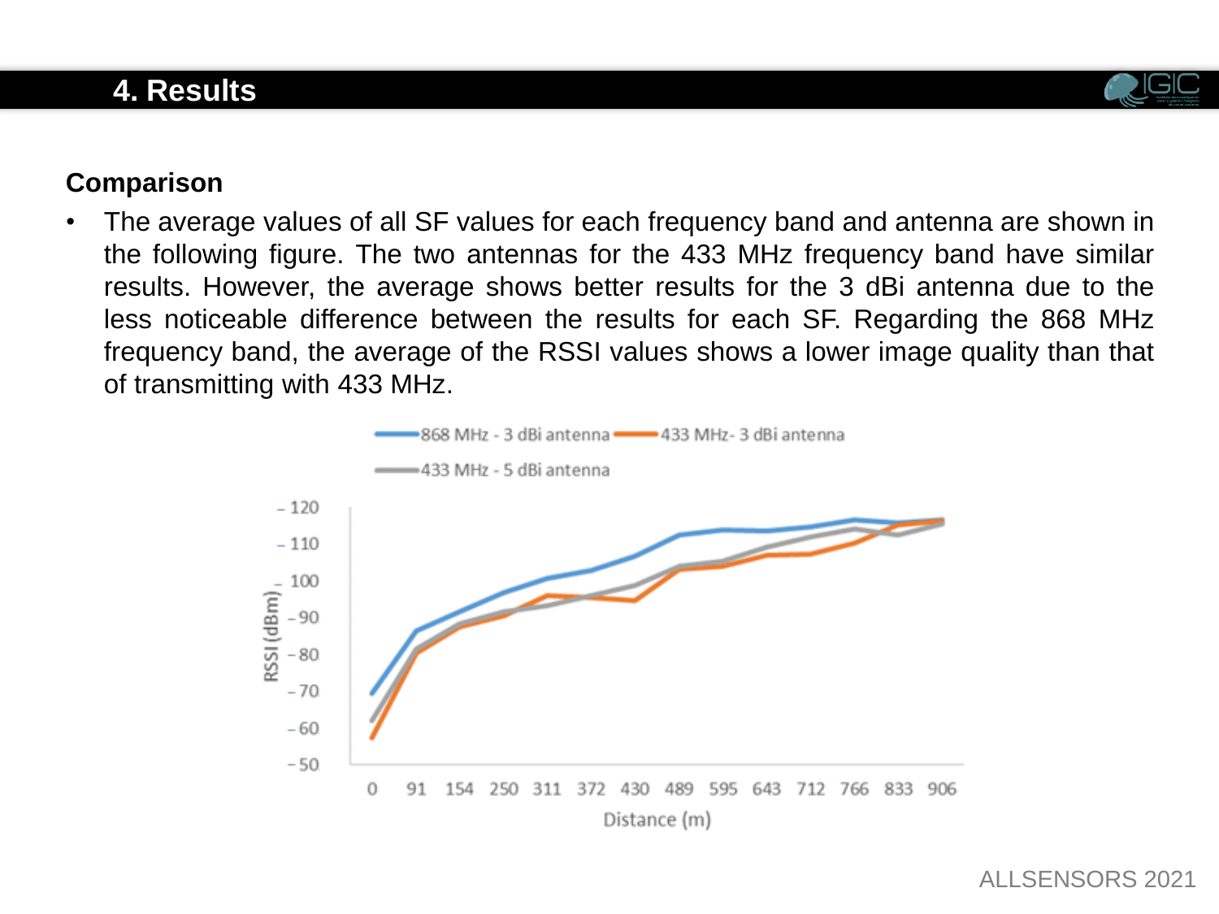# 4. Results

## Comparison

- The average values of all SF values for each frequency band and antenna are shown in the following figure. The two antennas for the 433 MHz frequency band have similar results. However, the average shows better results for the 3 dBi antenna due to the less noticeable difference between the results for each SF. Regarding the 868 MHz frequency band, the average of the RSSI values shows a lower image quality than that of transmitting with 433 MHz.

868 MHz - 3 dBi antenna
433 MHz- 3 dBi antenna
433 MHz - 5 dBi antenna

RSSI (dBm)

-120
-110
-100
-90
-80
-70
-60
-50

0 91 154 250 311 372 430 489 595 643 712 766 833 906

Distance (m)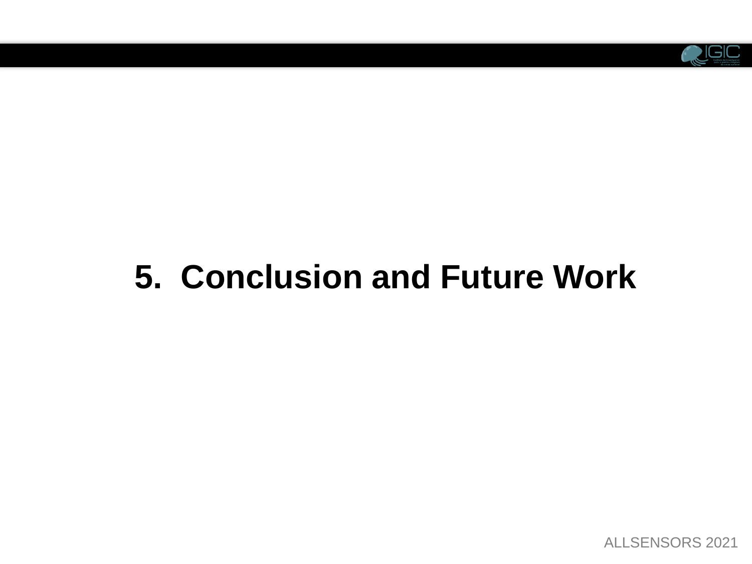# 5. Conclusion and Future Work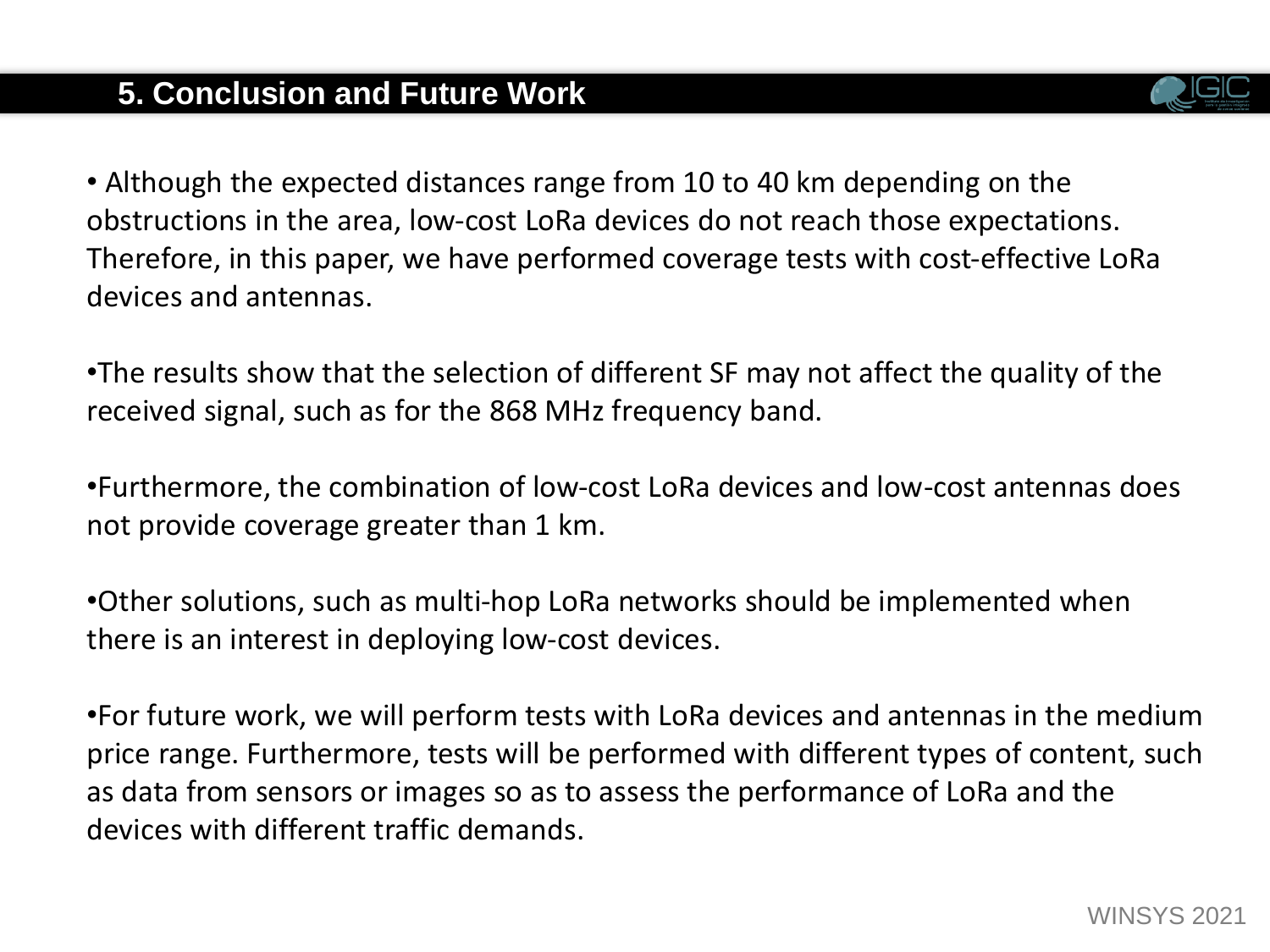## 5. Conclusion and Future Work

- Although the expected distances range from 10 to 40 km depending on the obstructions in the area, low-cost LoRa devices do not reach those expectations. Therefore, in this paper, we have performed coverage tests with cost-effective LoRa devices and antennas.

- The results show that the selection of different SF may not affect the quality of the received signal, such as for the 868 MHz frequency band.

- Furthermore, the combination of low-cost LoRa devices and low-cost antennas does not provide coverage greater than 1 km.

- Other solutions, such as multi-hop LoRa networks should be implemented when there is an interest in deploying low-cost devices.

- For future work, we will perform tests with LoRa devices and antennas in the medium price range. Furthermore, tests will be performed with different types of content, such as data from sensors or images so as to assess the performance of LoRa and the devices with different traffic demands.